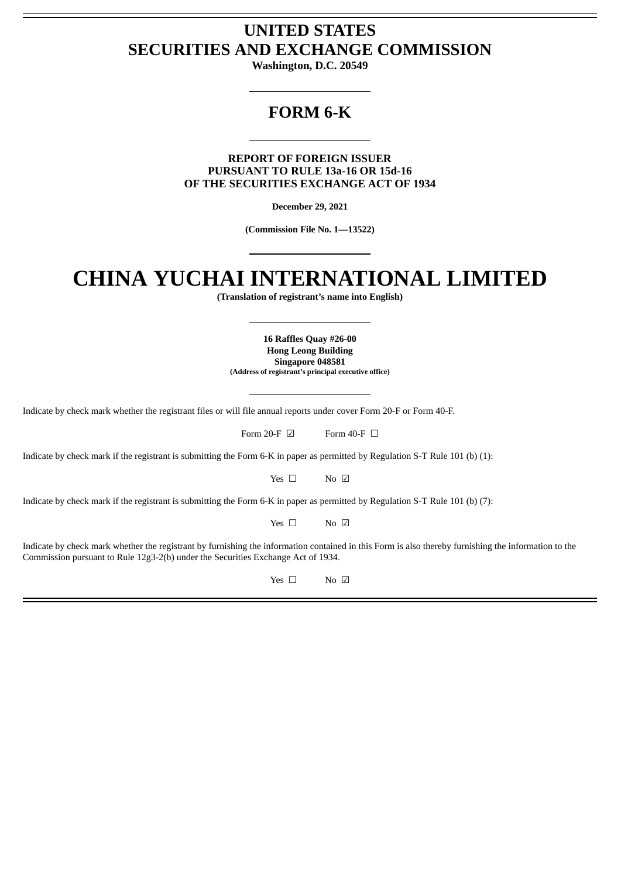# UNITED STATES SECURITIES AND EXCHANGE COMMISSION

**Washington, D.C. 20549**

## FORM 6-K

**REPORT OF FOREIGN ISSUER PURSUANT TO RULE 13a-16 OR 15d-16 OF THE SECURITIES EXCHANGE ACT OF 1934**

**December 29, 2021**

**(Commission File No. 1—13522)**

# CHINA YUCHAI INTERNATIONAL LIMITED

**(Translation of registrant's name into English)**

**16 Raffles Quay #26-00**
**Hong Leong Building**
**Singapore 048581**
**(Address of registrant's principal executive office)**

Indicate by check mark whether the registrant files or will file annual reports under cover Form 20-F or Form 40-F.

Form 20-F ☑ Form 40-F ☐

Indicate by check mark if the registrant is submitting the Form 6-K in paper as permitted by Regulation S-T Rule 101 (b) (1):

Yes ☐ No ☑

Indicate by check mark if the registrant is submitting the Form 6-K in paper as permitted by Regulation S-T Rule 101 (b) (7):

Yes ☐ No ☑

Indicate by check mark whether the registrant by furnishing the information contained in this Form is also thereby furnishing the information to the Commission pursuant to Rule 12g3-2(b) under the Securities Exchange Act of 1934.

Yes ☐ No ☑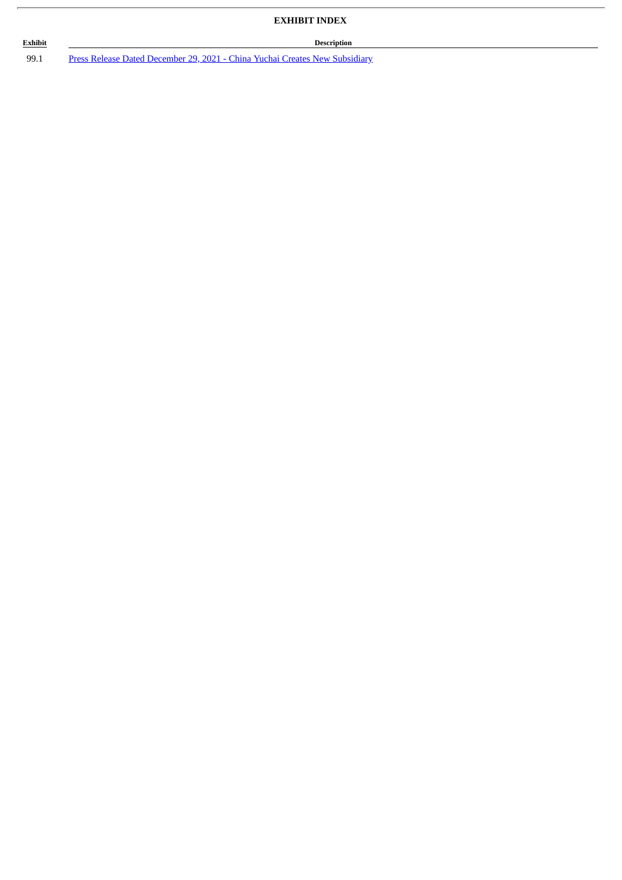## EXHIBIT INDEX

| Exhibit | Description |
| --- | --- |
| 99.1 | Press Release Dated December 29, 2021 - China Yuchai Creates New Subsidiary |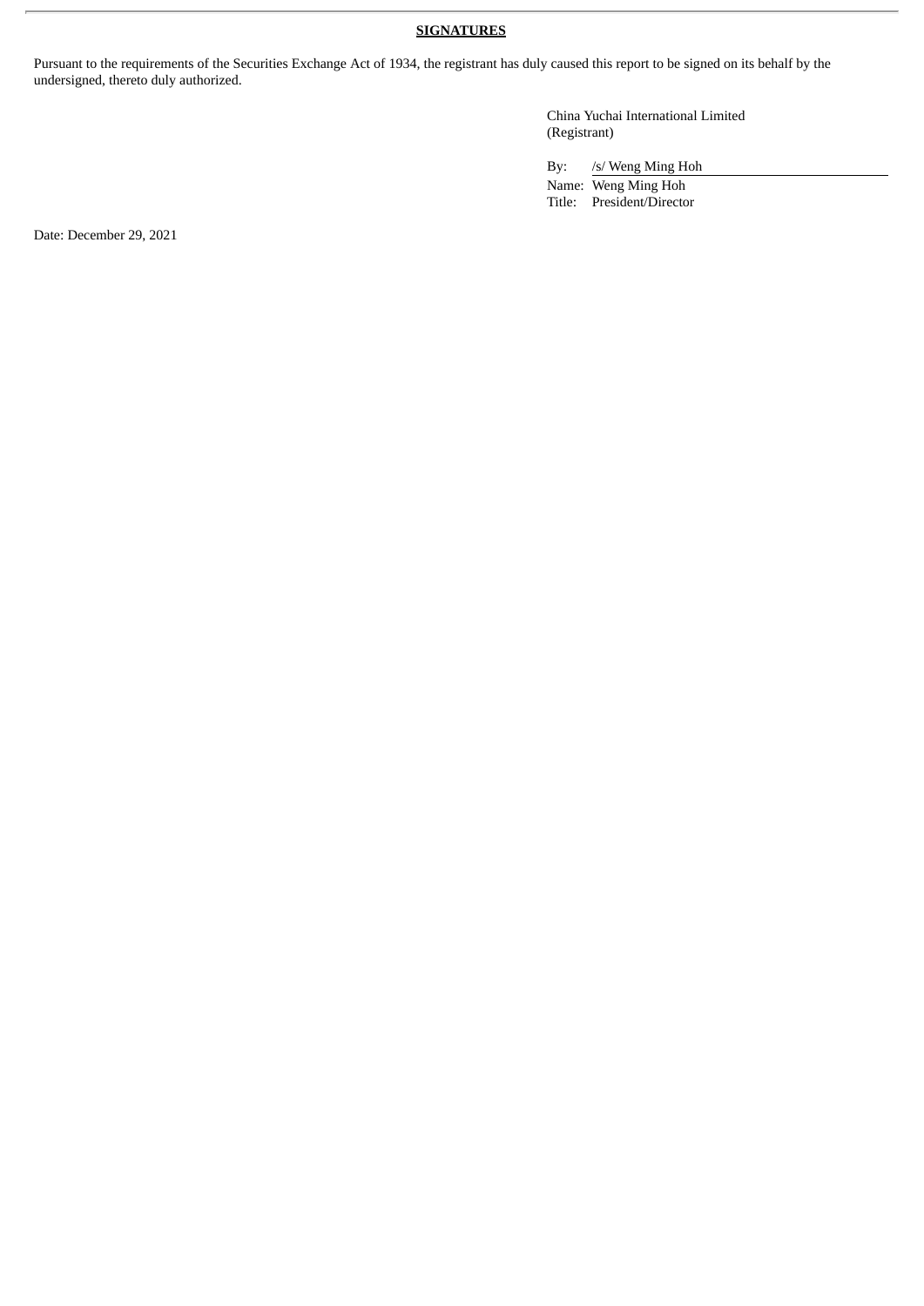**SIGNATURES**

Pursuant to the requirements of the Securities Exchange Act of 1934, the registrant has duly caused this report to be signed on its behalf by the undersigned, thereto duly authorized.

China Yuchai International Limited
(Registrant)

By: /s/ Weng Ming Hoh
Name: Weng Ming Hoh
Title: President/Director

Date: December 29, 2021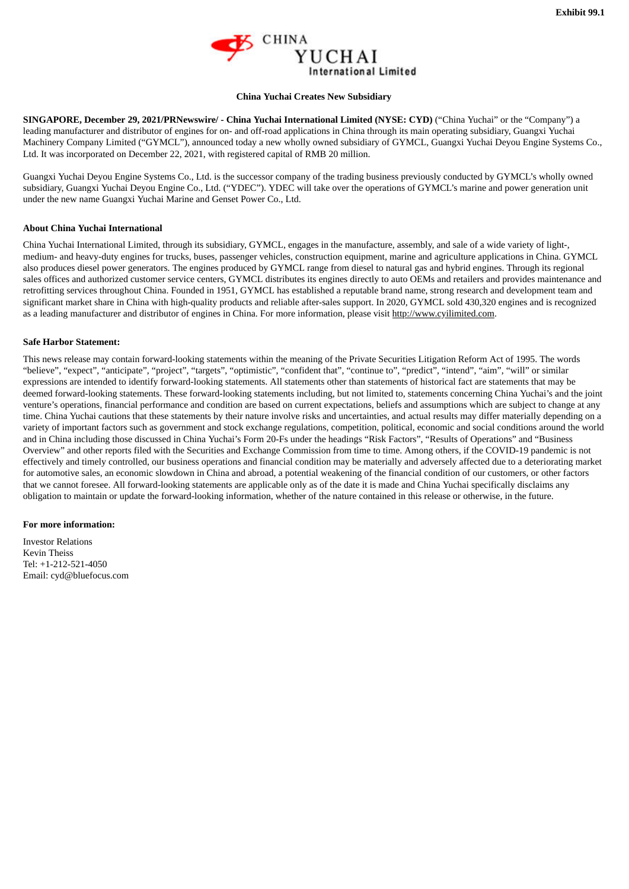Exhibit 99.1

CHINA YUCHAI International Limited

**China Yuchai Creates New Subsidiary**

**SINGAPORE, December 29, 2021/PRNewswire/ - China Yuchai International Limited (NYSE: CYD)** ("China Yuchai" or the "Company") a leading manufacturer and distributor of engines for on- and off-road applications in China through its main operating subsidiary, Guangxi Yuchai Machinery Company Limited ("GYMCL"), announced today a new wholly owned subsidiary of GYMCL, Guangxi Yuchai Deyou Engine Systems Co., Ltd. It was incorporated on December 22, 2021, with registered capital of RMB 20 million.

Guangxi Yuchai Deyou Engine Systems Co., Ltd. is the successor company of the trading business previously conducted by GYMCL's wholly owned subsidiary, Guangxi Yuchai Deyou Engine Co., Ltd. ("YDEC"). YDEC will take over the operations of GYMCL's marine and power generation unit under the new name Guangxi Yuchai Marine and Genset Power Co., Ltd.

**About China Yuchai International**

China Yuchai International Limited, through its subsidiary, GYMCL, engages in the manufacture, assembly, and sale of a wide variety of light-, medium- and heavy-duty engines for trucks, buses, passenger vehicles, construction equipment, marine and agriculture applications in China. GYMCL also produces diesel power generators. The engines produced by GYMCL range from diesel to natural gas and hybrid engines. Through its regional sales offices and authorized customer service centers, GYMCL distributes its engines directly to auto OEMs and retailers and provides maintenance and retrofitting services throughout China. Founded in 1951, GYMCL has established a reputable brand name, strong research and development team and significant market share in China with high-quality products and reliable after-sales support. In 2020, GYMCL sold 430,320 engines and is recognized as a leading manufacturer and distributor of engines in China. For more information, please visit http://www.cyilimited.com.

**Safe Harbor Statement:**

This news release may contain forward-looking statements within the meaning of the Private Securities Litigation Reform Act of 1995. The words "believe", "expect", "anticipate", "project", "targets", "optimistic", "confident that", "continue to", "predict", "intend", "aim", "will" or similar expressions are intended to identify forward-looking statements. All statements other than statements of historical fact are statements that may be deemed forward-looking statements. These forward-looking statements including, but not limited to, statements concerning China Yuchai's and the joint venture's operations, financial performance and condition are based on current expectations, beliefs and assumptions which are subject to change at any time. China Yuchai cautions that these statements by their nature involve risks and uncertainties, and actual results may differ materially depending on a variety of important factors such as government and stock exchange regulations, competition, political, economic and social conditions around the world and in China including those discussed in China Yuchai's Form 20-Fs under the headings "Risk Factors", "Results of Operations" and "Business Overview" and other reports filed with the Securities and Exchange Commission from time to time. Among others, if the COVID-19 pandemic is not effectively and timely controlled, our business operations and financial condition may be materially and adversely affected due to a deteriorating market for automotive sales, an economic slowdown in China and abroad, a potential weakening of the financial condition of our customers, or other factors that we cannot foresee. All forward-looking statements are applicable only as of the date it is made and China Yuchai specifically disclaims any obligation to maintain or update the forward-looking information, whether of the nature contained in this release or otherwise, in the future.

**For more information:**

Investor Relations
Kevin Theiss
Tel: +1-212-521-4050
Email: cyd@bluefocus.com